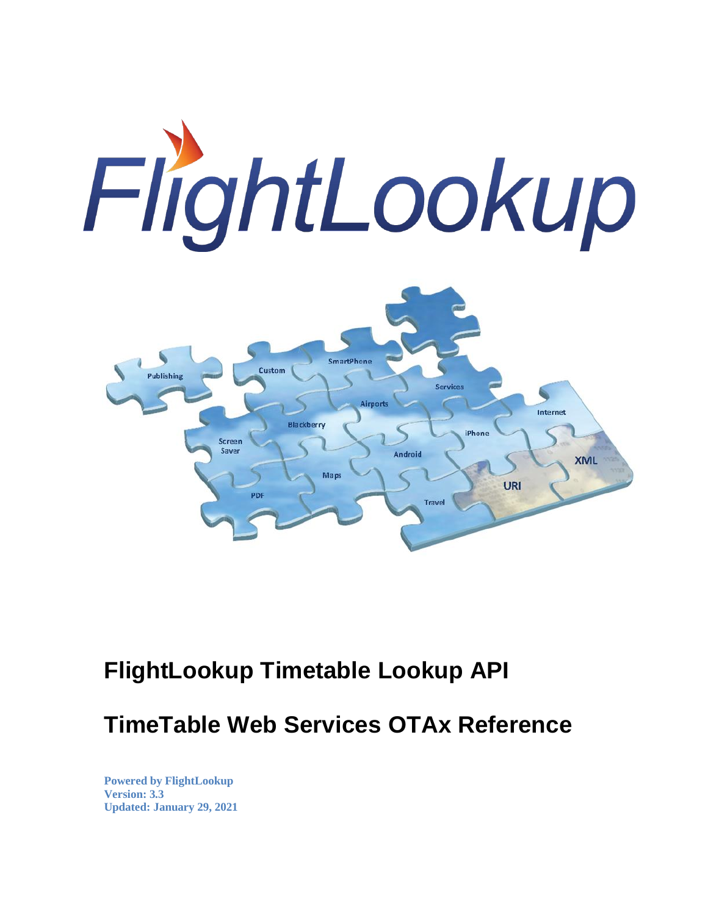# FlightLookup Timetable Lookup API

## TimeTable Web Services OTAx Reference

**Powered by FlightLookup**
**Version: 3.3**
**Updated: January 29, 2021**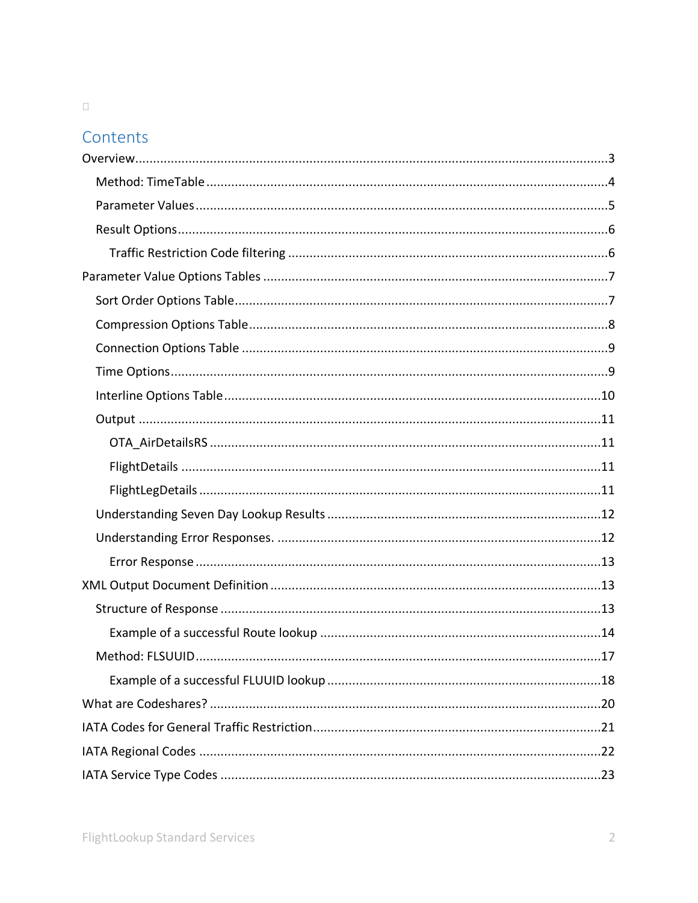# Contents

- Overview ... 3
  - Method: TimeTable ... 4
  - Parameter Values ... 5
  - Result Options ... 6
    - Traffic Restriction Code filtering ... 6
- Parameter Value Options Tables ... 7
  - Sort Order Options Table ... 7
  - Compression Options Table ... 8
  - Connection Options Table ... 9
  - Time Options ... 9
  - Interline Options Table ... 10
  - Output ... 11
    - OTA_AirDetailsRS ... 11
    - FlightDetails ... 11
    - FlightLegDetails ... 11
  - Understanding Seven Day Lookup Results ... 12
  - Understanding Error Responses. ... 12
    - Error Response ... 13
- XML Output Document Definition ... 13
  - Structure of Response ... 13
    - Example of a successful Route lookup ... 14
  - Method: FLSUUID ... 17
    - Example of a successful FLUUID lookup ... 18
- What are Codeshares? ... 20
- IATA Codes for General Traffic Restriction ... 21
- IATA Regional Codes ... 22
- IATA Service Type Codes ... 23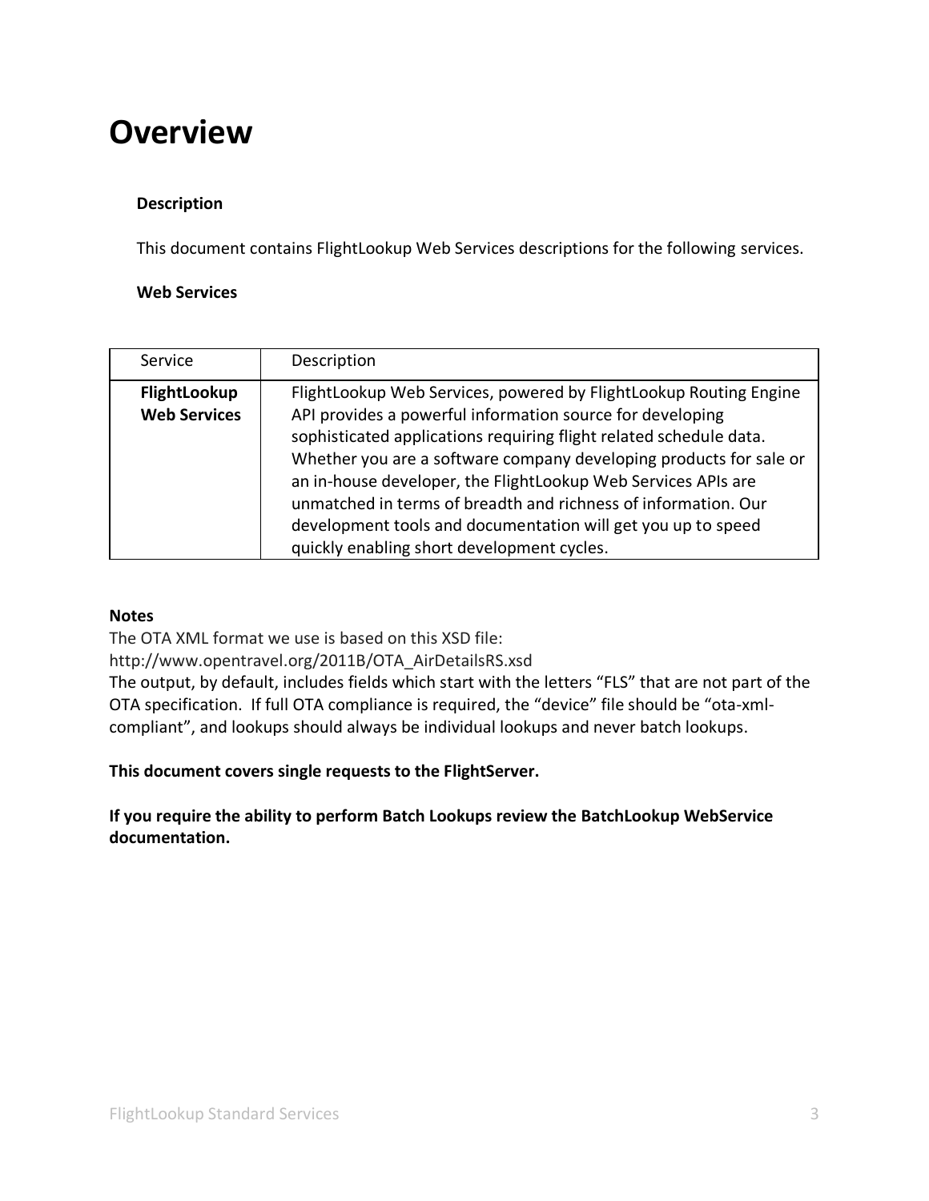# Overview

**Description**

This document contains FlightLookup Web Services descriptions for the following services.

**Web Services**

| Service | Description |
|---|---|
| **FlightLookup Web Services** | FlightLookup Web Services, powered by FlightLookup Routing Engine API provides a powerful information source for developing sophisticated applications requiring flight related schedule data. Whether you are a software company developing products for sale or an in-house developer, the FlightLookup Web Services APIs are unmatched in terms of breadth and richness of information. Our development tools and documentation will get you up to speed quickly enabling short development cycles. |

**Notes**

The OTA XML format we use is based on this XSD file:
http://www.opentravel.org/2011B/OTA_AirDetailsRS.xsd
The output, by default, includes fields which start with the letters "FLS" that are not part of the OTA specification. If full OTA compliance is required, the "device" file should be "ota-xml-compliant", and lookups should always be individual lookups and never batch lookups.

**This document covers single requests to the FlightServer.**

**If you require the ability to perform Batch Lookups review the BatchLookup WebService documentation.**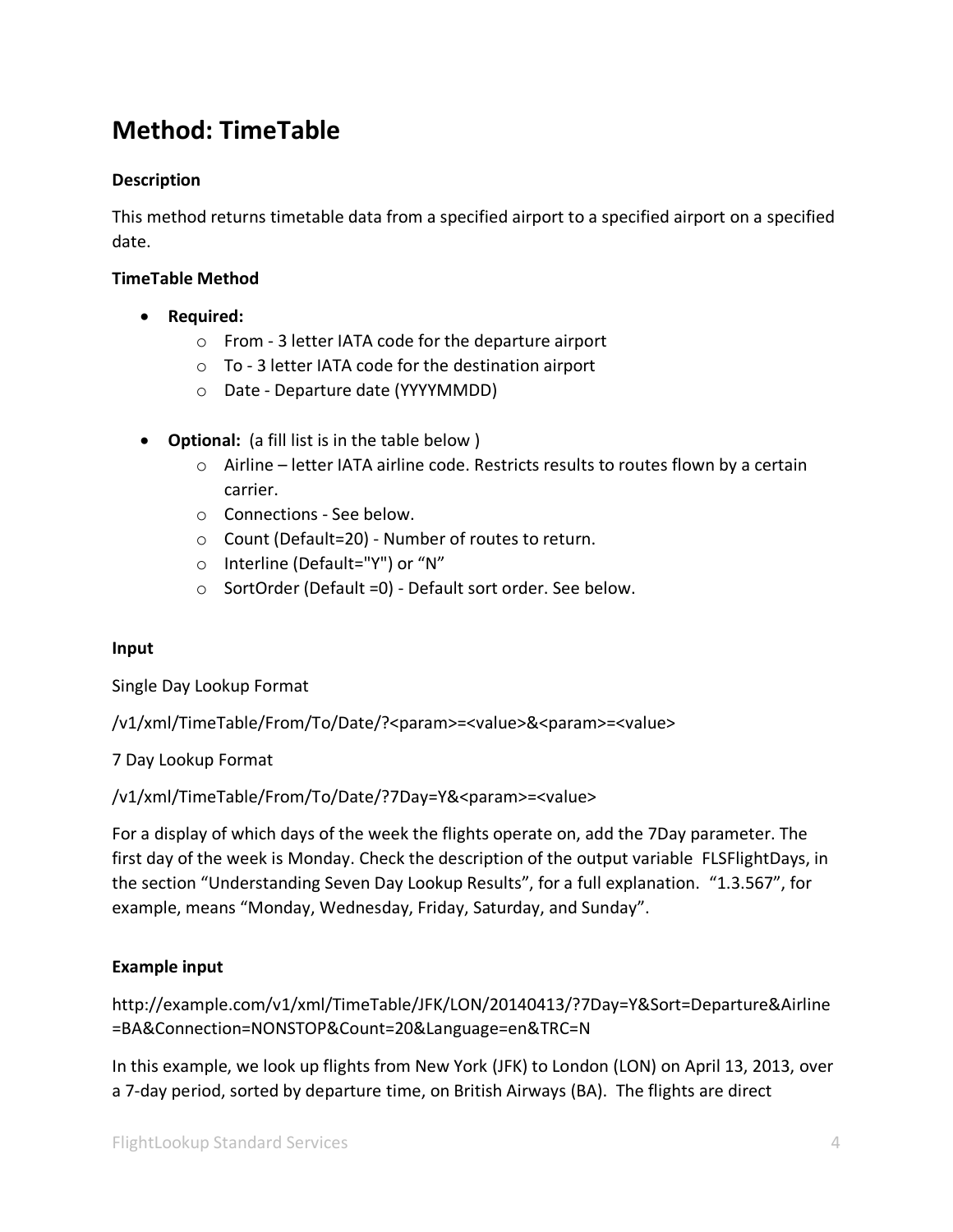## Method: TimeTable

**Description**

This method returns timetable data from a specified airport to a specified airport on a specified date.

**TimeTable Method**

- **Required:**
  - From - 3 letter IATA code for the departure airport
  - To - 3 letter IATA code for the destination airport
  - Date - Departure date (YYYYMMDD)

- **Optional:** (a fill list is in the table below )
  - Airline – letter IATA airline code. Restricts results to routes flown by a certain carrier.
  - Connections - See below.
  - Count (Default=20) - Number of routes to return.
  - Interline (Default="Y") or "N"
  - SortOrder (Default =0) - Default sort order. See below.

**Input**

Single Day Lookup Format

/v1/xml/TimeTable/From/To/Date/?<param>=<value>&<param>=<value>

7 Day Lookup Format

/v1/xml/TimeTable/From/To/Date/?7Day=Y&<param>=<value>

For a display of which days of the week the flights operate on, add the 7Day parameter. The first day of the week is Monday. Check the description of the output variable FLSFlightDays, in the section "Understanding Seven Day Lookup Results", for a full explanation. "1.3.567", for example, means "Monday, Wednesday, Friday, Saturday, and Sunday".

**Example input**

http://example.com/v1/xml/TimeTable/JFK/LON/20140413/?7Day=Y&Sort=Departure&Airline=BA&Connection=NONSTOP&Count=20&Language=en&TRC=N

In this example, we look up flights from New York (JFK) to London (LON) on April 13, 2013, over a 7-day period, sorted by departure time, on British Airways (BA). The flights are direct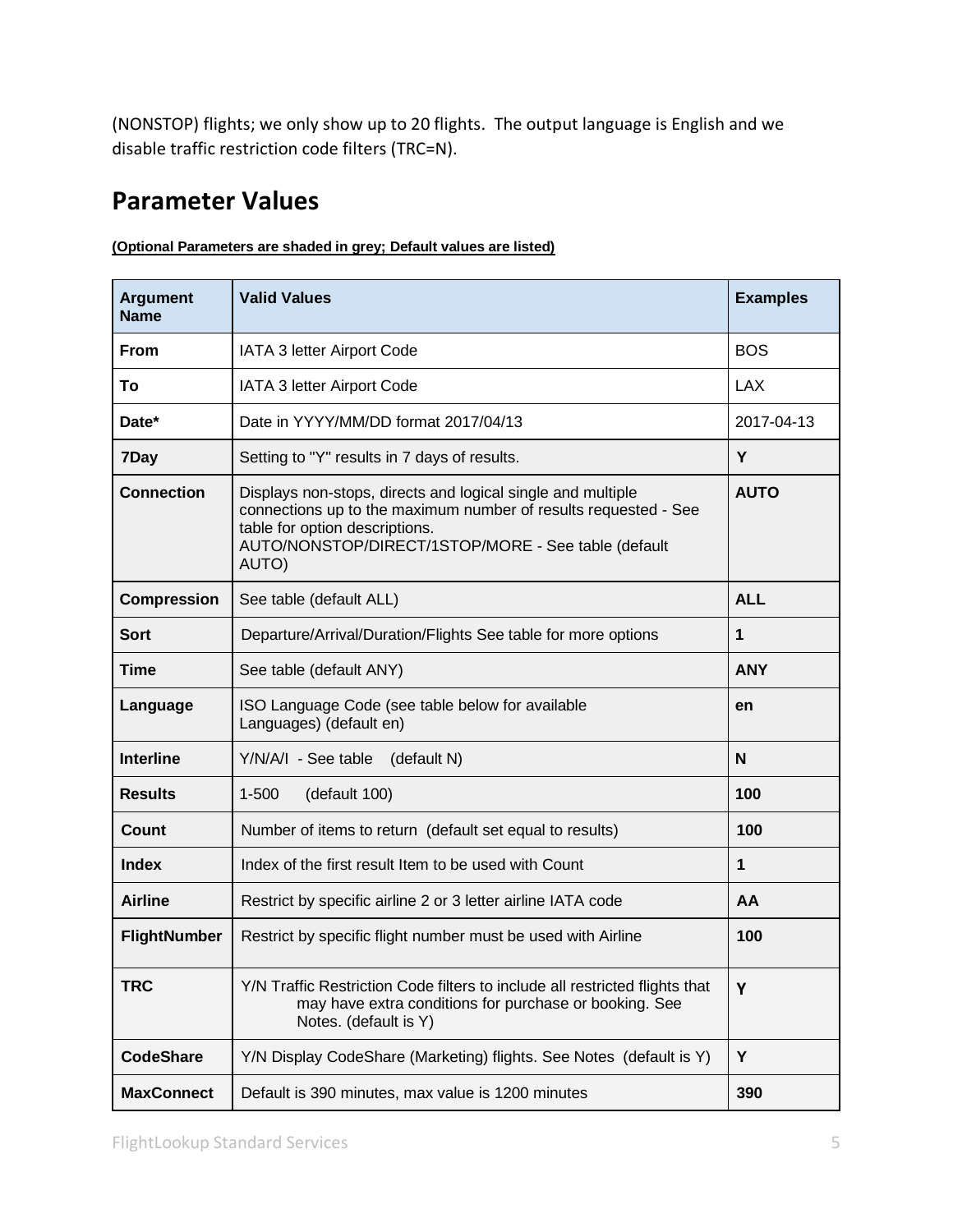(NONSTOP) flights; we only show up to 20 flights. The output language is English and we disable traffic restriction code filters (TRC=N).

## Parameter Values

**(Optional Parameters are shaded in grey; Default values are listed)**

| Argument Name | Valid Values | Examples |
|---|---|---|
| **From** | IATA 3 letter Airport Code | BOS |
| **To** | IATA 3 letter Airport Code | LAX |
| **Date*** | Date in YYYY/MM/DD format 2017/04/13 | 2017-04-13 |
| **7Day** | Setting to "Y" results in 7 days of results. | **Y** |
| **Connection** | Displays non-stops, directs and logical single and multiple connections up to the maximum number of results requested - See table for option descriptions. AUTO/NONSTOP/DIRECT/1STOP/MORE - See table (default AUTO) | **AUTO** |
| **Compression** | See table (default ALL) | **ALL** |
| **Sort** | Departure/Arrival/Duration/Flights See table for more options | **1** |
| **Time** | See table (default ANY) | **ANY** |
| **Language** | ISO Language Code (see table below for available Languages) (default en) | **en** |
| **Interline** | Y/N/A/I - See table (default N) | **N** |
| **Results** | 1-500 (default 100) | **100** |
| **Count** | Number of items to return (default set equal to results) | **100** |
| **Index** | Index of the first result Item to be used with Count | **1** |
| **Airline** | Restrict by specific airline 2 or 3 letter airline IATA code | **AA** |
| **FlightNumber** | Restrict by specific flight number must be used with Airline | **100** |
| **TRC** | Y/N Traffic Restriction Code filters to include all restricted flights that may have extra conditions for purchase or booking. See Notes. (default is Y) | **Y** |
| **CodeShare** | Y/N Display CodeShare (Marketing) flights. See Notes (default is Y) | **Y** |
| **MaxConnect** | Default is 390 minutes, max value is 1200 minutes | **390** |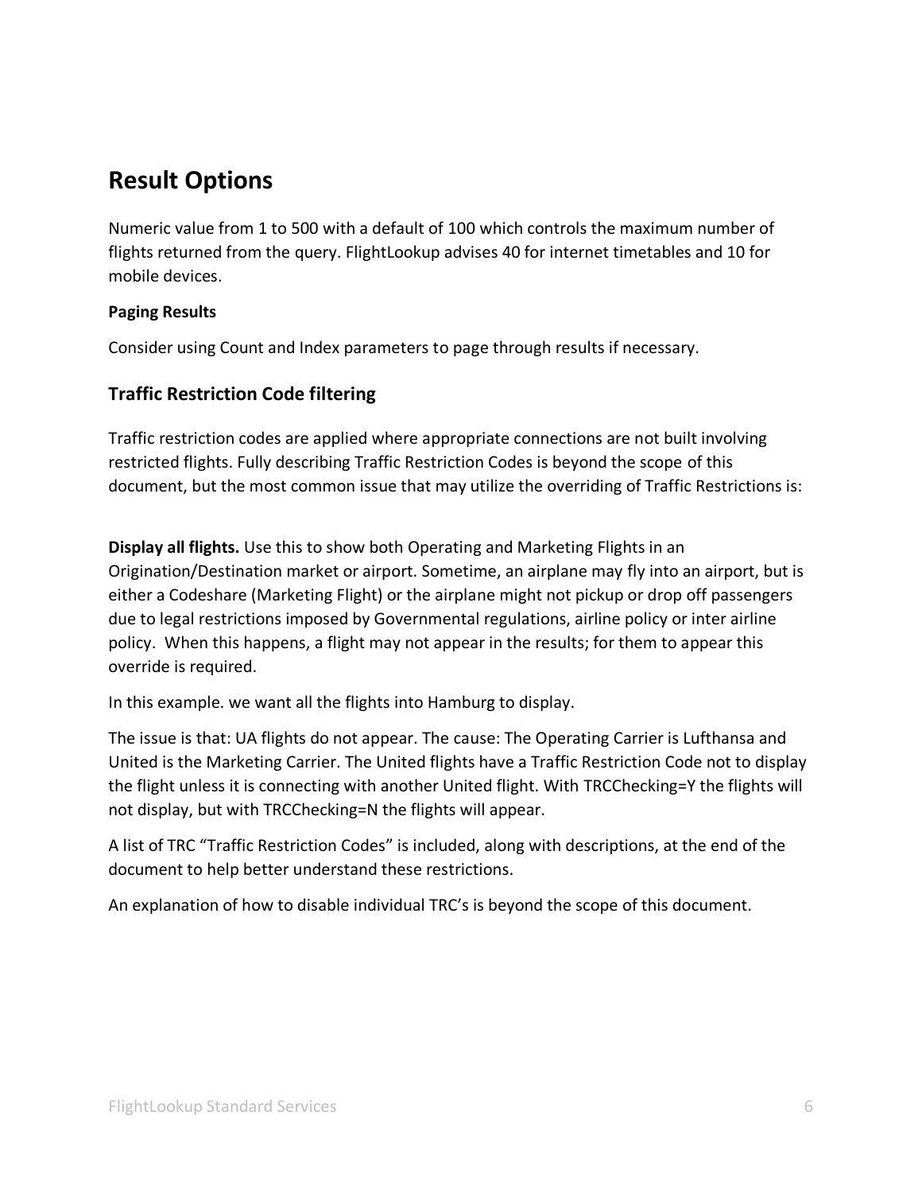## Result Options

Numeric value from 1 to 500 with a default of 100 which controls the maximum number of flights returned from the query. FlightLookup advises 40 for internet timetables and 10 for mobile devices.

**Paging Results**

Consider using Count and Index parameters to page through results if necessary.

### Traffic Restriction Code filtering

Traffic restriction codes are applied where appropriate connections are not built involving restricted flights. Fully describing Traffic Restriction Codes is beyond the scope of this document, but the most common issue that may utilize the overriding of Traffic Restrictions is:

**Display all flights.** Use this to show both Operating and Marketing Flights in an Origination/Destination market or airport. Sometime, an airplane may fly into an airport, but is either a Codeshare (Marketing Flight) or the airplane might not pickup or drop off passengers due to legal restrictions imposed by Governmental regulations, airline policy or inter airline policy. When this happens, a flight may not appear in the results; for them to appear this override is required.

In this example. we want all the flights into Hamburg to display.

The issue is that: UA flights do not appear. The cause: The Operating Carrier is Lufthansa and United is the Marketing Carrier. The United flights have a Traffic Restriction Code not to display the flight unless it is connecting with another United flight. With TRCChecking=Y the flights will not display, but with TRCChecking=N the flights will appear.

A list of TRC "Traffic Restriction Codes" is included, along with descriptions, at the end of the document to help better understand these restrictions.

An explanation of how to disable individual TRC's is beyond the scope of this document.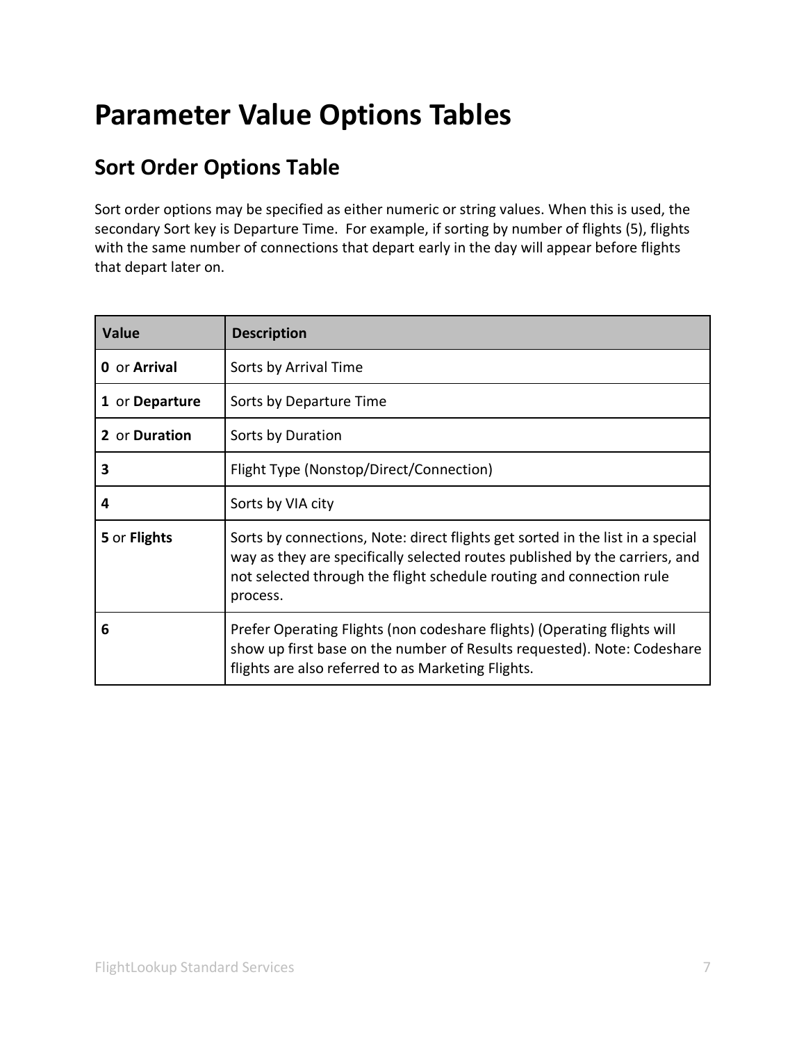# Parameter Value Options Tables

## Sort Order Options Table

Sort order options may be specified as either numeric or string values. When this is used, the secondary Sort key is Departure Time.  For example, if sorting by number of flights (5), flights with the same number of connections that depart early in the day will appear before flights that depart later on.

| Value | Description |
|---|---|
| **0** or **Arrival** | Sorts by Arrival Time |
| **1** or **Departure** | Sorts by Departure Time |
| **2** or **Duration** | Sorts by Duration |
| **3** | Flight Type (Nonstop/Direct/Connection) |
| **4** | Sorts by VIA city |
| **5** or **Flights** | Sorts by connections, Note: direct flights get sorted in the list in a special way as they are specifically selected routes published by the carriers, and not selected through the flight schedule routing and connection rule process. |
| **6** | Prefer Operating Flights (non codeshare flights) (Operating flights will show up first base on the number of Results requested). Note: Codeshare flights are also referred to as Marketing Flights. |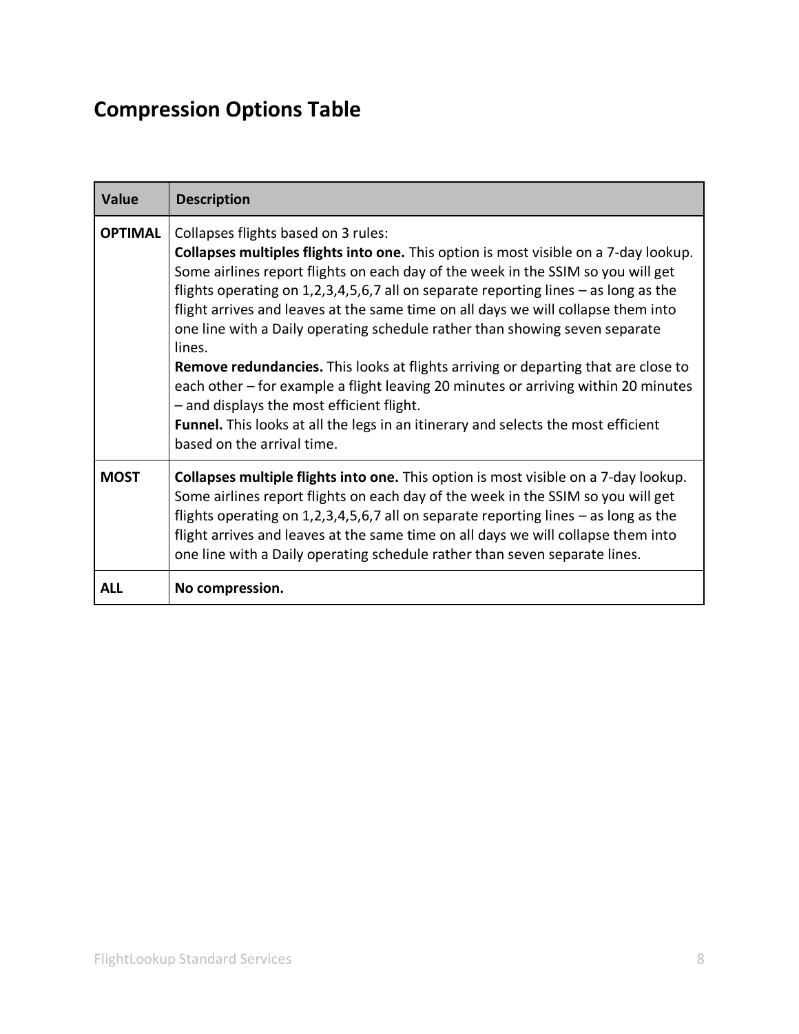## Compression Options Table

| Value | Description |
|---|---|
| **OPTIMAL** | Collapses flights based on 3 rules:<br>**Collapses multiples flights into one.** This option is most visible on a 7-day lookup. Some airlines report flights on each day of the week in the SSIM so you will get flights operating on 1,2,3,4,5,6,7 all on separate reporting lines – as long as the flight arrives and leaves at the same time on all days we will collapse them into one line with a Daily operating schedule rather than showing seven separate lines.<br>**Remove redundancies.** This looks at flights arriving or departing that are close to each other – for example a flight leaving 20 minutes or arriving within 20 minutes – and displays the most efficient flight.<br>**Funnel.** This looks at all the legs in an itinerary and selects the most efficient based on the arrival time. |
| **MOST** | **Collapses multiple flights into one.** This option is most visible on a 7-day lookup. Some airlines report flights on each day of the week in the SSIM so you will get flights operating on 1,2,3,4,5,6,7 all on separate reporting lines – as long as the flight arrives and leaves at the same time on all days we will collapse them into one line with a Daily operating schedule rather than seven separate lines. |
| **ALL** | **No compression.** |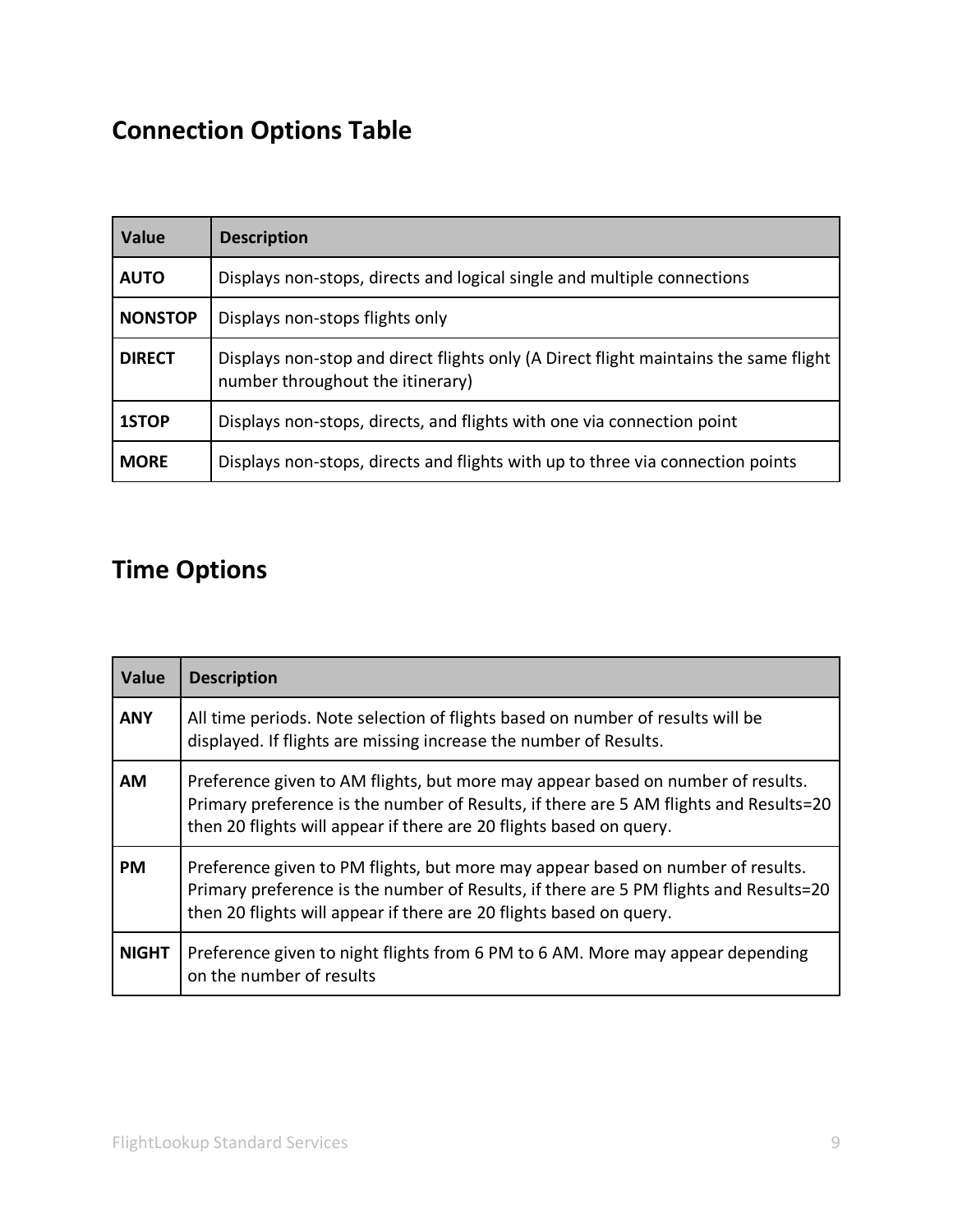## Connection Options Table

| Value | Description |
|---|---|
| **AUTO** | Displays non-stops, directs and logical single and multiple connections |
| **NONSTOP** | Displays non-stops flights only |
| **DIRECT** | Displays non-stop and direct flights only (A Direct flight maintains the same flight number throughout the itinerary) |
| **1STOP** | Displays non-stops, directs, and flights with one via connection point |
| **MORE** | Displays non-stops, directs and flights with up to three via connection points |

## Time Options

| Value | Description |
|---|---|
| **ANY** | All time periods. Note selection of flights based on number of results will be displayed. If flights are missing increase the number of Results. |
| **AM** | Preference given to AM flights, but more may appear based on number of results. Primary preference is the number of Results, if there are 5 AM flights and Results=20 then 20 flights will appear if there are 20 flights based on query. |
| **PM** | Preference given to PM flights, but more may appear based on number of results. Primary preference is the number of Results, if there are 5 PM flights and Results=20 then 20 flights will appear if there are 20 flights based on query. |
| **NIGHT** | Preference given to night flights from 6 PM to 6 AM. More may appear depending on the number of results |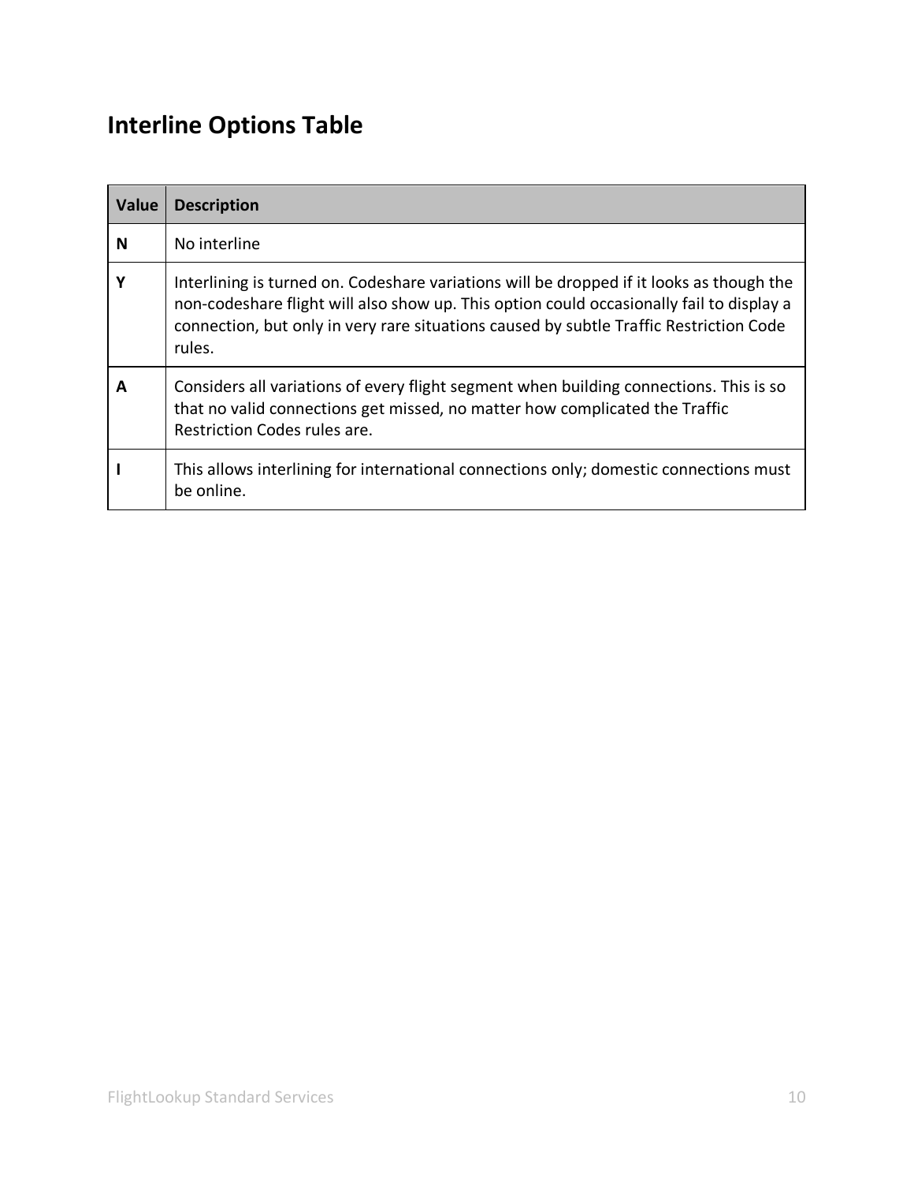## Interline Options Table

| Value | Description |
|---|---|
| **N** | No interline |
| **Y** | Interlining is turned on. Codeshare variations will be dropped if it looks as though the non-codeshare flight will also show up. This option could occasionally fail to display a connection, but only in very rare situations caused by subtle Traffic Restriction Code rules. |
| **A** | Considers all variations of every flight segment when building connections. This is so that no valid connections get missed, no matter how complicated the Traffic Restriction Codes rules are. |
| **I** | This allows interlining for international connections only; domestic connections must be online. |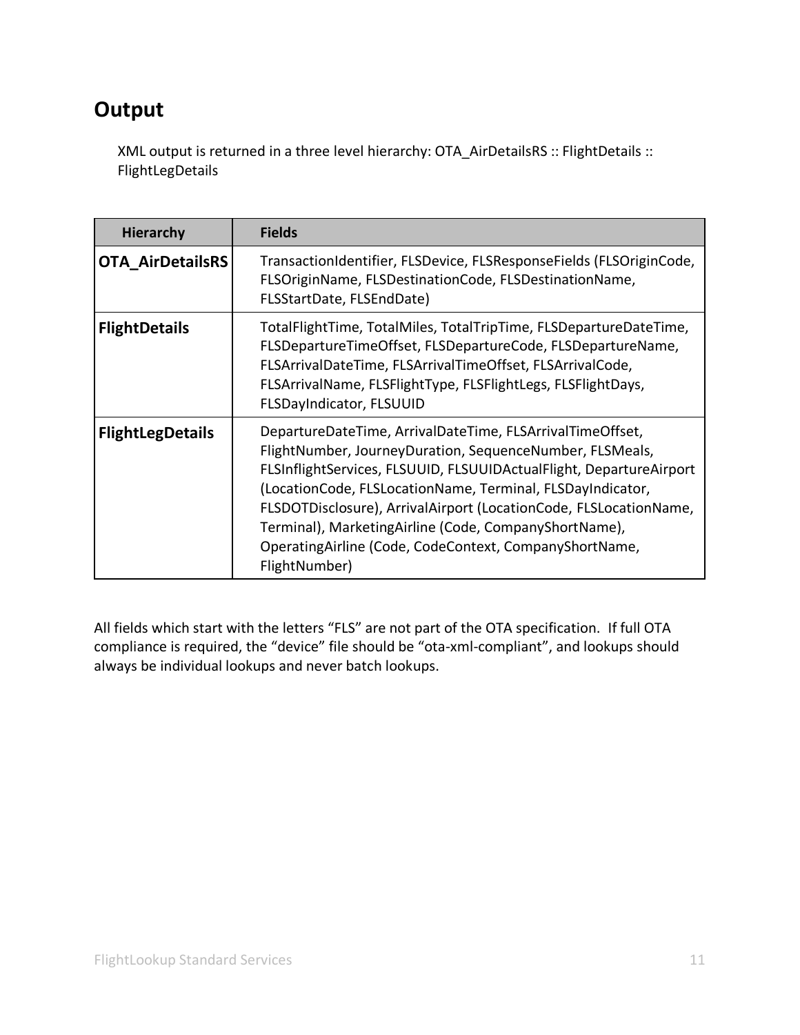## Output

XML output is returned in a three level hierarchy: OTA_AirDetailsRS :: FlightDetails :: FlightLegDetails

| Hierarchy | Fields |
|---|---|
| **OTA_AirDetailsRS** | TransactionIdentifier, FLSDevice, FLSResponseFields (FLSOriginCode, FLSOriginName, FLSDestinationCode, FLSDestinationName, FLSStartDate, FLSEndDate) |
| **FlightDetails** | TotalFlightTime, TotalMiles, TotalTripTime, FLSDepartureDateTime, FLSDepartureTimeOffset, FLSDepartureCode, FLSDepartureName, FLSArrivalDateTime, FLSArrivalTimeOffset, FLSArrivalCode, FLSArrivalName, FLSFlightType, FLSFlightLegs, FLSFlightDays, FLSDayIndicator, FLSUUID |
| **FlightLegDetails** | DepartureDateTime, ArrivalDateTime, FLSArrivalTimeOffset, FlightNumber, JourneyDuration, SequenceNumber, FLSMeals, FLSInflightServices, FLSUUID, FLSUUIDActualFlight, DepartureAirport (LocationCode, FLSLocationName, Terminal, FLSDayIndicator, FLSDOTDisclosure), ArrivalAirport (LocationCode, FLSLocationName, Terminal), MarketingAirline (Code, CompanyShortName), OperatingAirline (Code, CodeContext, CompanyShortName, FlightNumber) |

All fields which start with the letters "FLS" are not part of the OTA specification. If full OTA compliance is required, the "device" file should be "ota-xml-compliant", and lookups should always be individual lookups and never batch lookups.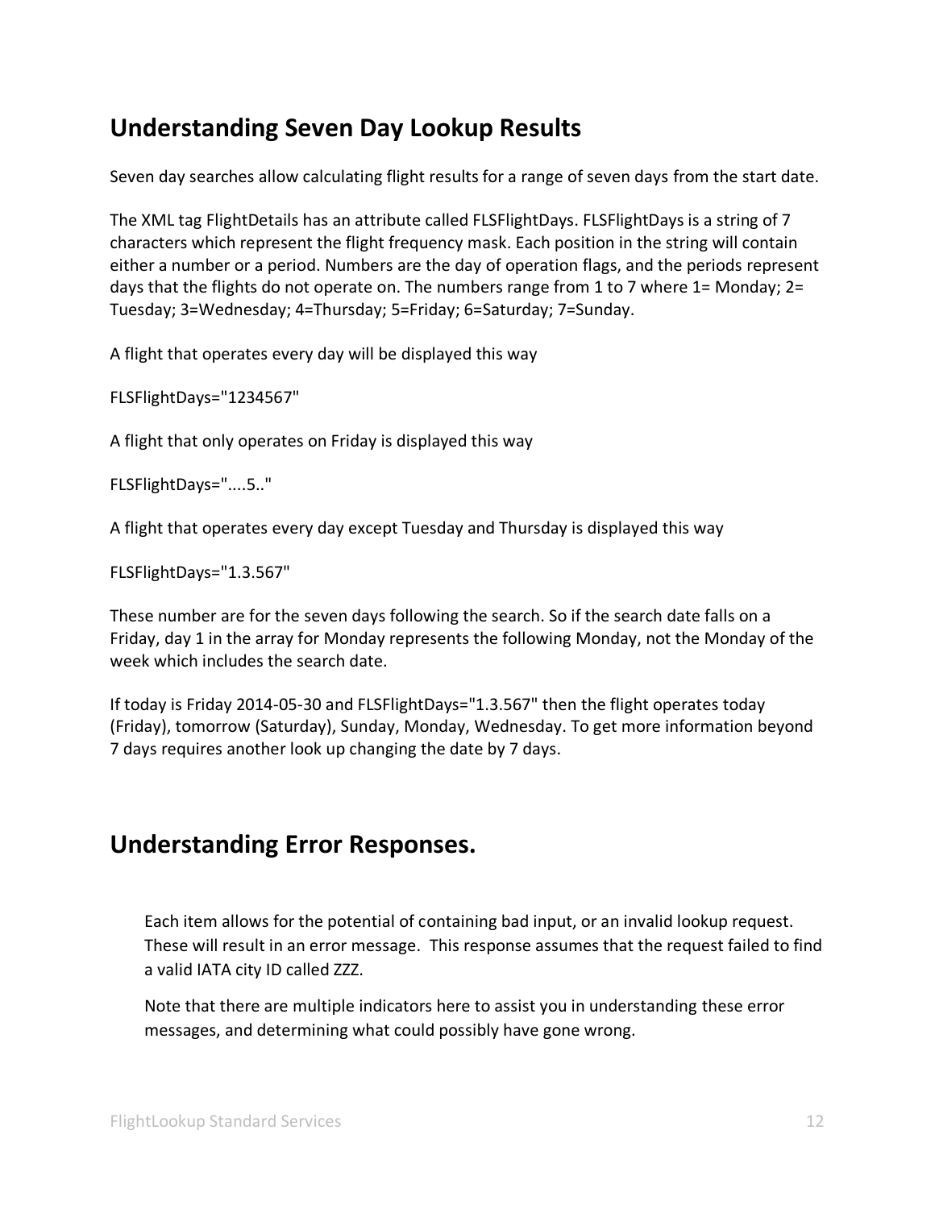## Understanding Seven Day Lookup Results

Seven day searches allow calculating flight results for a range of seven days from the start date.

The XML tag FlightDetails has an attribute called FLSFlightDays. FLSFlightDays is a string of 7 characters which represent the flight frequency mask. Each position in the string will contain either a number or a period. Numbers are the day of operation flags, and the periods represent days that the flights do not operate on. The numbers range from 1 to 7 where 1= Monday; 2= Tuesday; 3=Wednesday; 4=Thursday; 5=Friday; 6=Saturday; 7=Sunday.

A flight that operates every day will be displayed this way

FLSFlightDays="1234567"

A flight that only operates on Friday is displayed this way

FLSFlightDays="....5.."

A flight that operates every day except Tuesday and Thursday is displayed this way

FLSFlightDays="1.3.567"

These number are for the seven days following the search. So if the search date falls on a Friday, day 1 in the array for Monday represents the following Monday, not the Monday of the week which includes the search date.

If today is Friday 2014-05-30 and FLSFlightDays="1.3.567" then the flight operates today (Friday), tomorrow (Saturday), Sunday, Monday, Wednesday. To get more information beyond 7 days requires another look up changing the date by 7 days.

## Understanding Error Responses.

Each item allows for the potential of containing bad input, or an invalid lookup request. These will result in an error message. This response assumes that the request failed to find a valid IATA city ID called ZZZ.

Note that there are multiple indicators here to assist you in understanding these error messages, and determining what could possibly have gone wrong.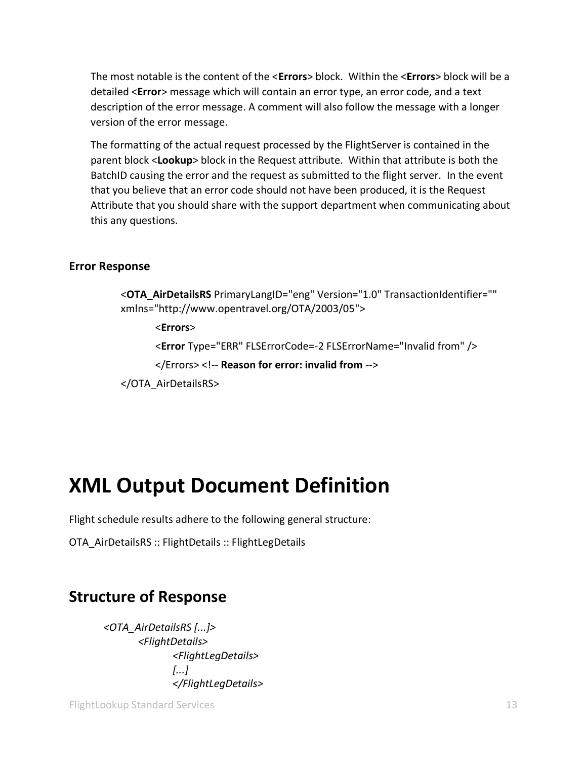The most notable is the content of the <**Errors**> block. Within the <**Errors**> block will be a detailed <**Error**> message which will contain an error type, an error code, and a text description of the error message. A comment will also follow the message with a longer version of the error message.

The formatting of the actual request processed by the FlightServer is contained in the parent block <**Lookup**> block in the Request attribute. Within that attribute is both the BatchID causing the error and the request as submitted to the flight server. In the event that you believe that an error code should not have been produced, it is the Request Attribute that you should share with the support department when communicating about this any questions.

### Error Response

```
<OTA_AirDetailsRS PrimaryLangID="eng" Version="1.0" TransactionIdentifier="" xmlns="http://www.opentravel.org/OTA/2003/05">
        <Errors>
        <Error Type="ERR" FLSErrorCode=-2 FLSErrorName="Invalid from" />
        </Errors> <!-- Reason for error: invalid from -->
</OTA_AirDetailsRS>
```

# XML Output Document Definition

Flight schedule results adhere to the following general structure:

OTA_AirDetailsRS :: FlightDetails :: FlightLegDetails

## Structure of Response

```
<OTA_AirDetailsRS [...]>
        <FlightDetails>
                <FlightLegDetails>
                [...]
                </FlightLegDetails>
```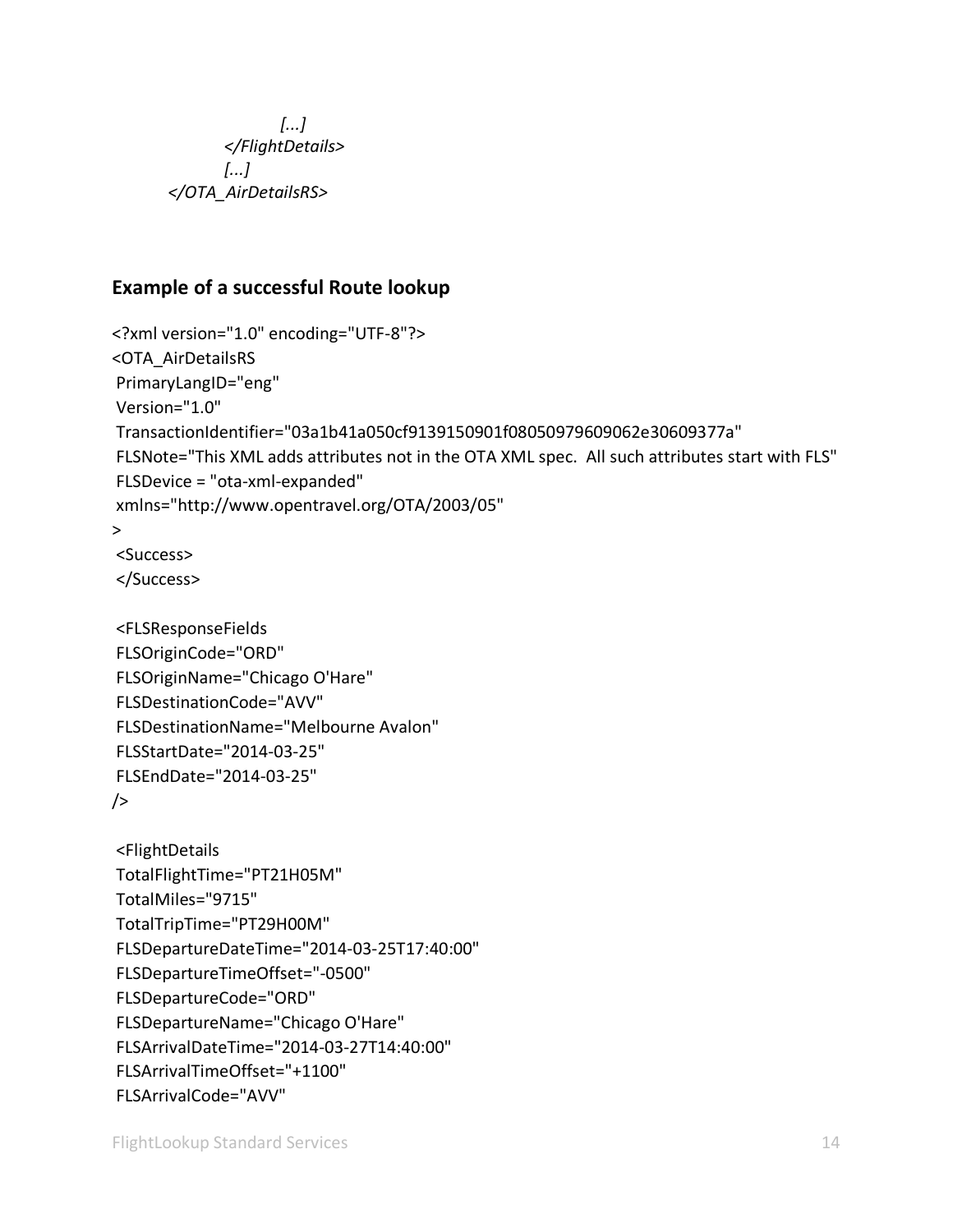```
                [...]
            </FlightDetails>
            [...]
        </OTA_AirDetailsRS>
```

### Example of a successful Route lookup

```
<?xml version="1.0" encoding="UTF-8"?>
<OTA_AirDetailsRS
 PrimaryLangID="eng"
 Version="1.0"
 TransactionIdentifier="03a1b41a050cf9139150901f08050979609062e30609377a"
 FLSNote="This XML adds attributes not in the OTA XML spec.  All such attributes start with FLS"
 FLSDevice = "ota-xml-expanded"
 xmlns="http://www.opentravel.org/OTA/2003/05"
>
 <Success>
 </Success>

 <FLSResponseFields
 FLSOriginCode="ORD"
 FLSOriginName="Chicago O'Hare"
 FLSDestinationCode="AVV"
 FLSDestinationName="Melbourne Avalon"
 FLSStartDate="2014-03-25"
 FLSEndDate="2014-03-25"
/>

 <FlightDetails
 TotalFlightTime="PT21H05M"
 TotalMiles="9715"
 TotalTripTime="PT29H00M"
 FLSDepartureDateTime="2014-03-25T17:40:00"
 FLSDepartureTimeOffset="-0500"
 FLSDepartureCode="ORD"
 FLSDepartureName="Chicago O'Hare"
 FLSArrivalDateTime="2014-03-27T14:40:00"
 FLSArrivalTimeOffset="+1100"
 FLSArrivalCode="AVV"
```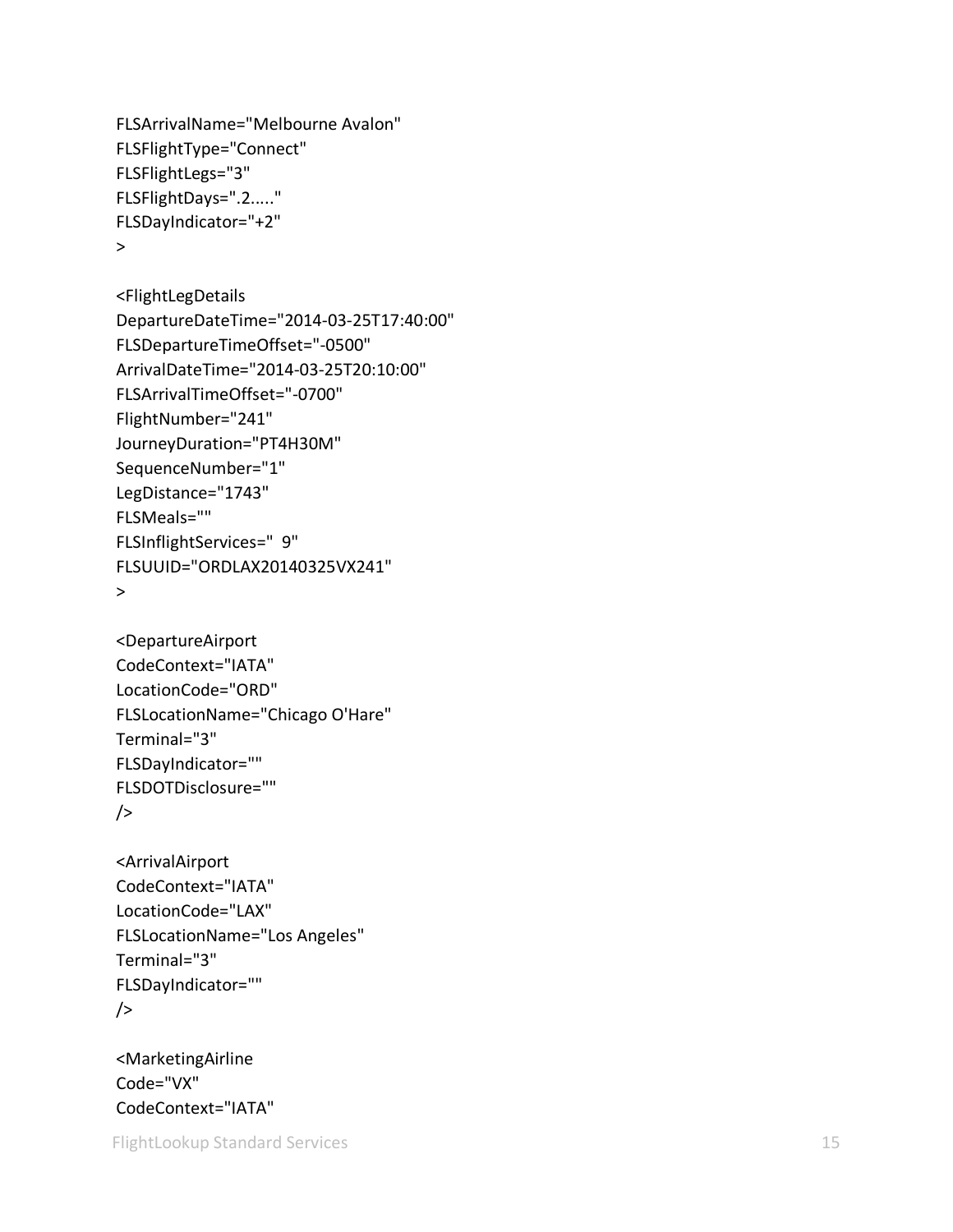```
FLSArrivalName="Melbourne Avalon"
FLSFlightType="Connect"
FLSFlightLegs="3"
FLSFlightDays=".2....."
FLSDayIndicator="+2"
>

<FlightLegDetails
DepartureDateTime="2014-03-25T17:40:00"
FLSDepartureTimeOffset="-0500"
ArrivalDateTime="2014-03-25T20:10:00"
FLSArrivalTimeOffset="-0700"
FlightNumber="241"
JourneyDuration="PT4H30M"
SequenceNumber="1"
LegDistance="1743"
FLSMeals=""
FLSInflightServices="  9"
FLSUUID="ORDLAX20140325VX241"
>

<DepartureAirport
CodeContext="IATA"
LocationCode="ORD"
FLSLocationName="Chicago O'Hare"
Terminal="3"
FLSDayIndicator=""
FLSDOTDisclosure=""
/>

<ArrivalAirport
CodeContext="IATA"
LocationCode="LAX"
FLSLocationName="Los Angeles"
Terminal="3"
FLSDayIndicator=""
/>

<MarketingAirline
Code="VX"
CodeContext="IATA"
```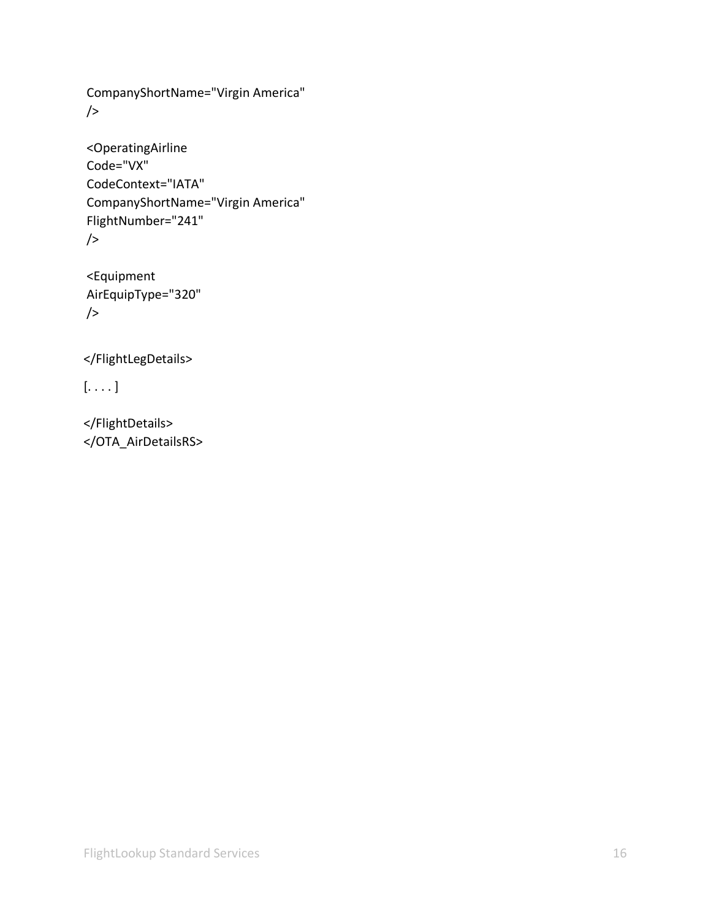```
CompanyShortName="Virgin America"
/>

<OperatingAirline
Code="VX"
CodeContext="IATA"
CompanyShortName="Virgin America"
FlightNumber="241"
/>

<Equipment
AirEquipType="320"
/>

</FlightLegDetails>

[. . . . ]

</FlightDetails>
</OTA_AirDetailsRS>
```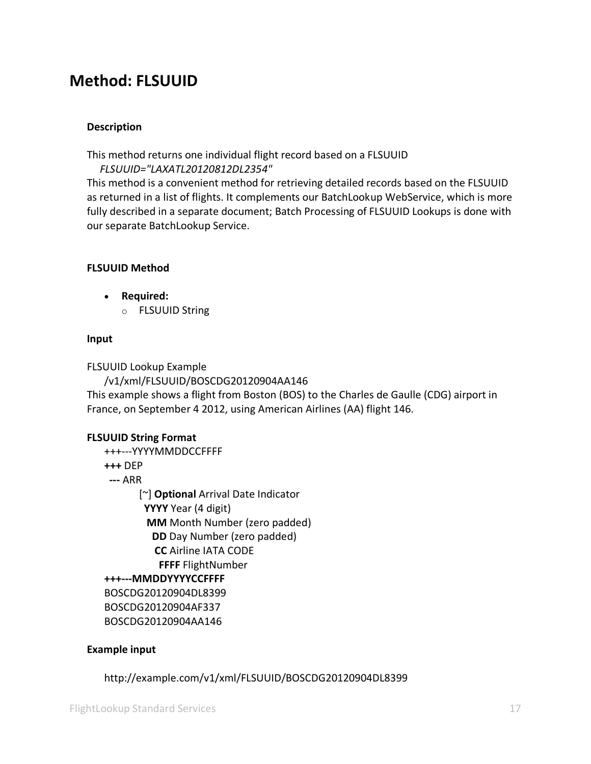# Method: FLSUUID

**Description**

This method returns one individual flight record based on a FLSUUID
*FLSUUID="LAXATL20120812DL2354"*
This method is a convenient method for retrieving detailed records based on the FLSUUID as returned in a list of flights. It complements our BatchLookup WebService, which is more fully described in a separate document; Batch Processing of FLSUUID Lookups is done with our separate BatchLookup Service.

**FLSUUID Method**

- **Required:**
  - FLSUUID String

**Input**

FLSUUID Lookup Example
/v1/xml/FLSUUID/BOSCDG20120904AA146
This example shows a flight from Boston (BOS) to the Charles de Gaulle (CDG) airport in France, on September 4 2012, using American Airlines (AA) flight 146.

**FLSUUID String Format**

+++---YYYYMMDDCCFFFF
**+++** DEP
**---** ARR
[~] **Optional** Arrival Date Indicator
**YYYY** Year (4 digit)
**MM** Month Number (zero padded)
**DD** Day Number (zero padded)
**CC** Airline IATA CODE
**FFFF** FlightNumber
**+++---MMDDYYYYCCFFFF**
BOSCDG20120904DL8399
BOSCDG20120904AF337
BOSCDG20120904AA146

**Example input**

http://example.com/v1/xml/FLSUUID/BOSCDG20120904DL8399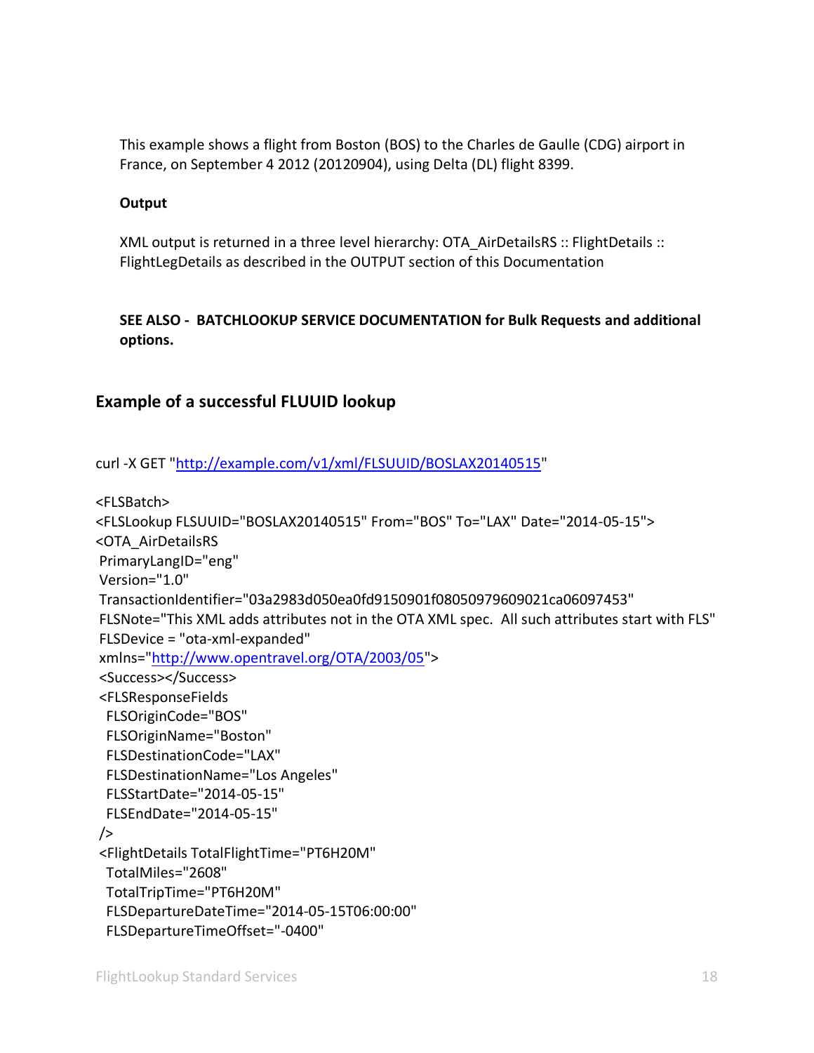This example shows a flight from Boston (BOS) to the Charles de Gaulle (CDG) airport in France, on September 4 2012 (20120904), using Delta (DL) flight 8399.

**Output**

XML output is returned in a three level hierarchy: OTA_AirDetailsRS :: FlightDetails :: FlightLegDetails as described in the OUTPUT section of this Documentation

**SEE ALSO - BATCHLOOKUP SERVICE DOCUMENTATION for Bulk Requests and additional options.**

## Example of a successful FLUUID lookup

```
curl -X GET "http://example.com/v1/xml/FLSUUID/BOSLAX20140515"

<FLSBatch>
<FLSLookup FLSUUID="BOSLAX20140515" From="BOS" To="LAX" Date="2014-05-15">
<OTA_AirDetailsRS
 PrimaryLangID="eng"
 Version="1.0"
 TransactionIdentifier="03a2983d050ea0fd9150901f08050979609021ca06097453"
 FLSNote="This XML adds attributes not in the OTA XML spec.  All such attributes start with FLS"
 FLSDevice = "ota-xml-expanded"
 xmlns="http://www.opentravel.org/OTA/2003/05">
 <Success></Success>
 <FLSResponseFields
   FLSOriginCode="BOS"
   FLSOriginName="Boston"
   FLSDestinationCode="LAX"
   FLSDestinationName="Los Angeles"
   FLSStartDate="2014-05-15"
   FLSEndDate="2014-05-15"
 />
 <FlightDetails TotalFlightTime="PT6H20M"
   TotalMiles="2608"
   TotalTripTime="PT6H20M"
   FLSDepartureDateTime="2014-05-15T06:00:00"
   FLSDepartureTimeOffset="-0400"
```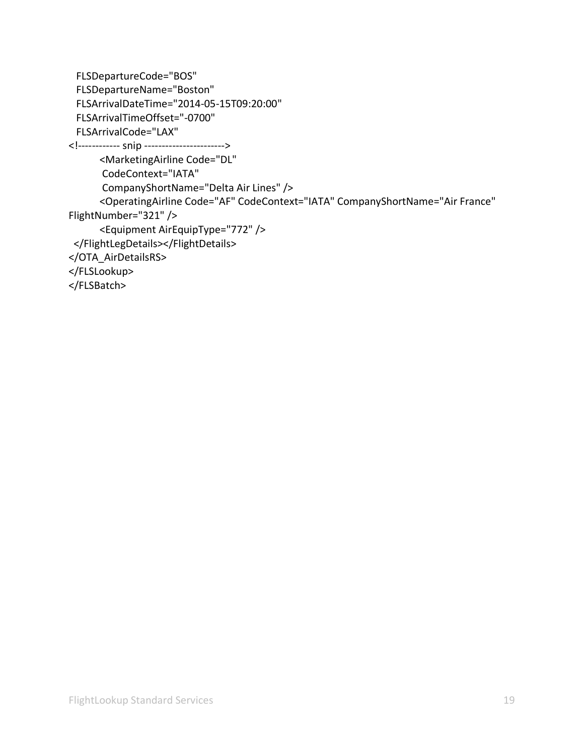```
  FLSDepartureCode="BOS"
  FLSDepartureName="Boston"
  FLSArrivalDateTime="2014-05-15T09:20:00"
  FLSArrivalTimeOffset="-0700"
  FLSArrivalCode="LAX"
<!------------ snip ----------------------->
        <MarketingAirline Code="DL"
         CodeContext="IATA"
         CompanyShortName="Delta Air Lines" />
        <OperatingAirline Code="AF" CodeContext="IATA" CompanyShortName="Air France"
FlightNumber="321" />
        <Equipment AirEquipType="772" />
  </FlightLegDetails></FlightDetails>
</OTA_AirDetailsRS>
</FLSLookup>
</FLSBatch>
```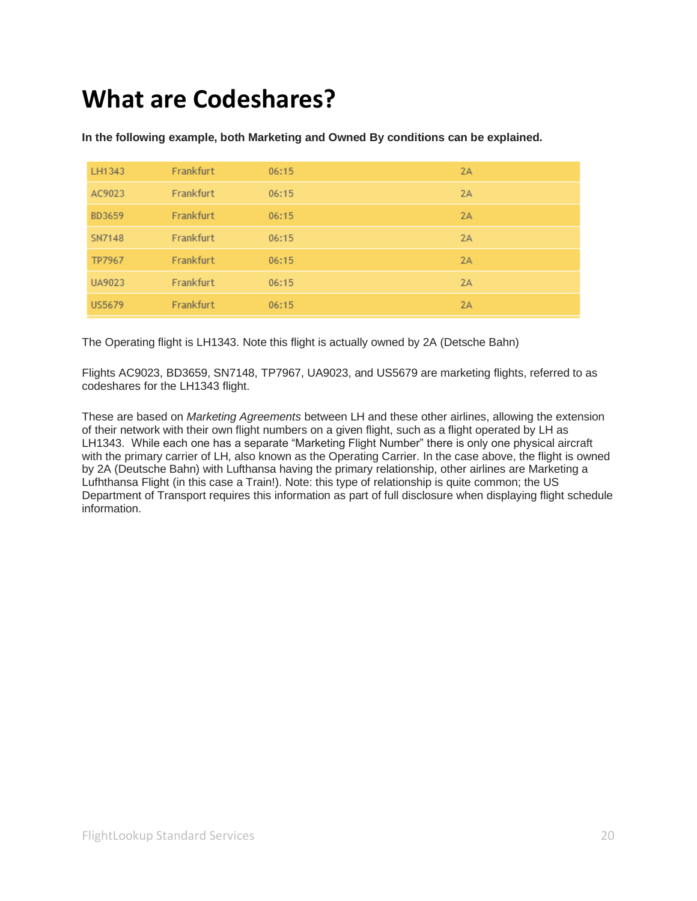# What are Codeshares?

**In the following example, both Marketing and Owned By conditions can be explained.**

| | | | |
|---|---|---|---|
| LH1343 | Frankfurt | 06:15 | 2A |
| AC9023 | Frankfurt | 06:15 | 2A |
| BD3659 | Frankfurt | 06:15 | 2A |
| SN7148 | Frankfurt | 06:15 | 2A |
| TP7967 | Frankfurt | 06:15 | 2A |
| UA9023 | Frankfurt | 06:15 | 2A |
| US5679 | Frankfurt | 06:15 | 2A |

The Operating flight is LH1343. Note this flight is actually owned by 2A (Detsche Bahn)

Flights AC9023, BD3659, SN7148, TP7967, UA9023, and US5679 are marketing flights, referred to as codeshares for the LH1343 flight.

These are based on *Marketing Agreements* between LH and these other airlines, allowing the extension of their network with their own flight numbers on a given flight, such as a flight operated by LH as LH1343. While each one has a separate "Marketing Flight Number" there is only one physical aircraft with the primary carrier of LH, also known as the Operating Carrier. In the case above, the flight is owned by 2A (Deutsche Bahn) with Lufthansa having the primary relationship, other airlines are Marketing a Lufhthansa Flight (in this case a Train!). Note: this type of relationship is quite common; the US Department of Transport requires this information as part of full disclosure when displaying flight schedule information.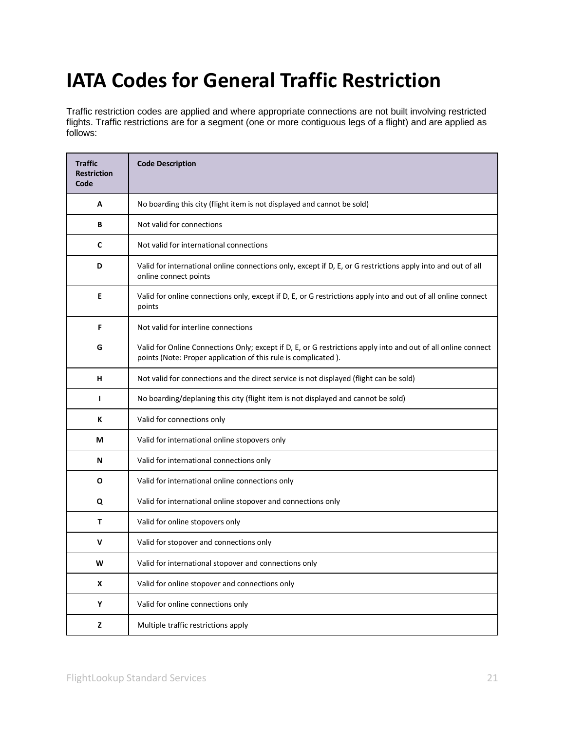# IATA Codes for General Traffic Restriction

Traffic restriction codes are applied and where appropriate connections are not built involving restricted flights. Traffic restrictions are for a segment (one or more contiguous legs of a flight) and are applied as follows:

| Traffic Restriction Code | Code Description |
|---|---|
| **A** | No boarding this city (flight item is not displayed and cannot be sold) |
| **B** | Not valid for connections |
| **C** | Not valid for international connections |
| **D** | Valid for international online connections only, except if D, E, or G restrictions apply into and out of all online connect points |
| **E** | Valid for online connections only, except if D, E, or G restrictions apply into and out of all online connect points |
| **F** | Not valid for interline connections |
| **G** | Valid for Online Connections Only; except if D, E, or G restrictions apply into and out of all online connect points (Note: Proper application of this rule is complicated ). |
| **H** | Not valid for connections and the direct service is not displayed (flight can be sold) |
| **I** | No boarding/deplaning this city (flight item is not displayed and cannot be sold) |
| **K** | Valid for connections only |
| **M** | Valid for international online stopovers only |
| **N** | Valid for international connections only |
| **O** | Valid for international online connections only |
| **Q** | Valid for international online stopover and connections only |
| **T** | Valid for online stopovers only |
| **V** | Valid for stopover and connections only |
| **W** | Valid for international stopover and connections only |
| **X** | Valid for online stopover and connections only |
| **Y** | Valid for online connections only |
| **Z** | Multiple traffic restrictions apply |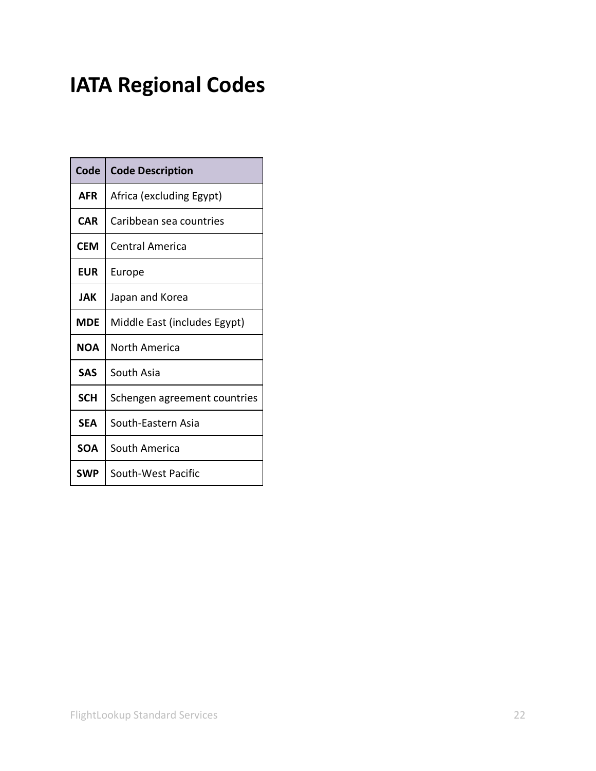# IATA Regional Codes

| Code | Code Description |
|---|---|
| **AFR** | Africa (excluding Egypt) |
| **CAR** | Caribbean sea countries |
| **CEM** | Central America |
| **EUR** | Europe |
| **JAK** | Japan and Korea |
| **MDE** | Middle East (includes Egypt) |
| **NOA** | North America |
| **SAS** | South Asia |
| **SCH** | Schengen agreement countries |
| **SEA** | South-Eastern Asia |
| **SOA** | South America |
| **SWP** | South-West Pacific |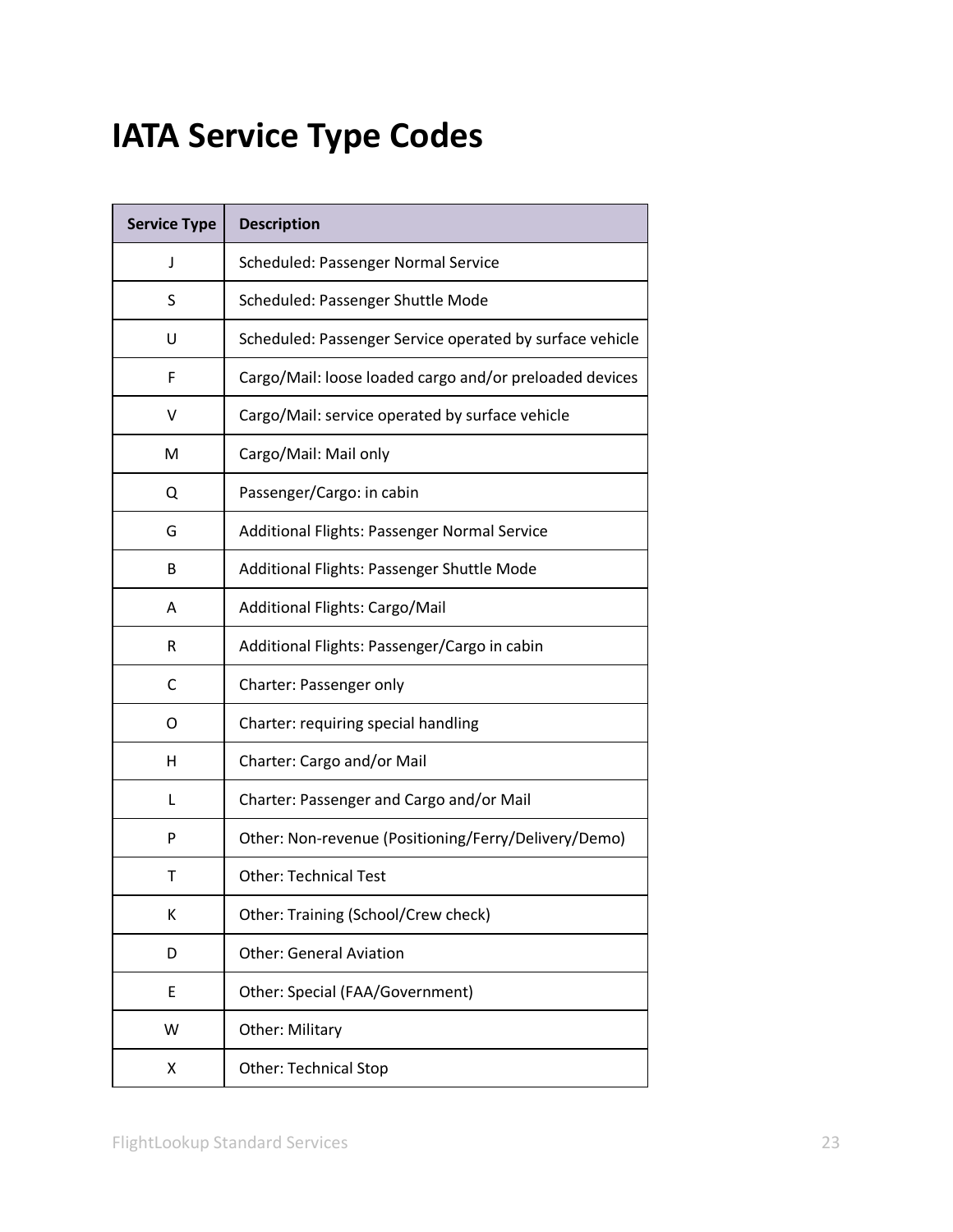# IATA Service Type Codes

| Service Type | Description |
| --- | --- |
| J | Scheduled: Passenger Normal Service |
| S | Scheduled: Passenger Shuttle Mode |
| U | Scheduled: Passenger Service operated by surface vehicle |
| F | Cargo/Mail: loose loaded cargo and/or preloaded devices |
| V | Cargo/Mail: service operated by surface vehicle |
| M | Cargo/Mail: Mail only |
| Q | Passenger/Cargo: in cabin |
| G | Additional Flights: Passenger Normal Service |
| B | Additional Flights: Passenger Shuttle Mode |
| A | Additional Flights: Cargo/Mail |
| R | Additional Flights: Passenger/Cargo in cabin |
| C | Charter: Passenger only |
| O | Charter: requiring special handling |
| H | Charter: Cargo and/or Mail |
| L | Charter: Passenger and Cargo and/or Mail |
| P | Other: Non-revenue (Positioning/Ferry/Delivery/Demo) |
| T | Other: Technical Test |
| K | Other: Training (School/Crew check) |
| D | Other: General Aviation |
| E | Other: Special (FAA/Government) |
| W | Other: Military |
| X | Other: Technical Stop |